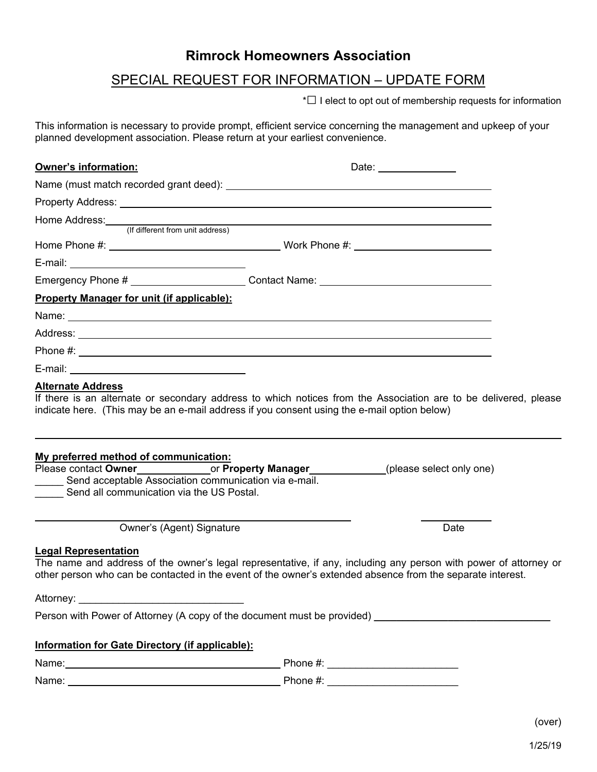# Rimrock Homeowners Association

## SPECIAL REQUEST FOR INFORMATION – UPDATE FORM

*☐ I elect to opt out of membership requests for information

This information is necessary to provide prompt, efficient service concerning the management and upkeep of your planned development association. Please return at your earliest convenience.

**Owner's information:** Date: ____________

Name (must match recorded grant deed): ______________________________

Property Address: ______________________________

Home Address: ______________________________
(If different from unit address)

Home Phone #: ____________________ Work Phone #: ____________________

E-mail: ____________________

Emergency Phone # ____________________ Contact Name: ____________________

**Property Manager for unit (if applicable):**

Name: ______________________________

Address: ______________________________

Phone #: ______________________________

E-mail: ____________________

**Alternate Address**

If there is an alternate or secondary address to which notices from the Association are to be delivered, please indicate here. (This may be an e-mail address if you consent using the e-mail option below)

______________________________________________________________

**My preferred method of communication:**

Please contact **Owner** ____________ or **Property Manager** ____________ (please select only one)

_____ Send acceptable Association communication via e-mail.

_____ Send all communication via the US Postal.

______________________________ ____________
Owner's (Agent) Signature Date

**Legal Representation**

The name and address of the owner's legal representative, if any, including any person with power of attorney or other person who can be contacted in the event of the owner's extended absence from the separate interest.

Attorney: ____________________________

Person with Power of Attorney (A copy of the document must be provided) ______________________________

**Information for Gate Directory (if applicable):**

Name: ______________________________ Phone #: ______________________

Name: ______________________________ Phone #: ______________________

(over)

1/25/19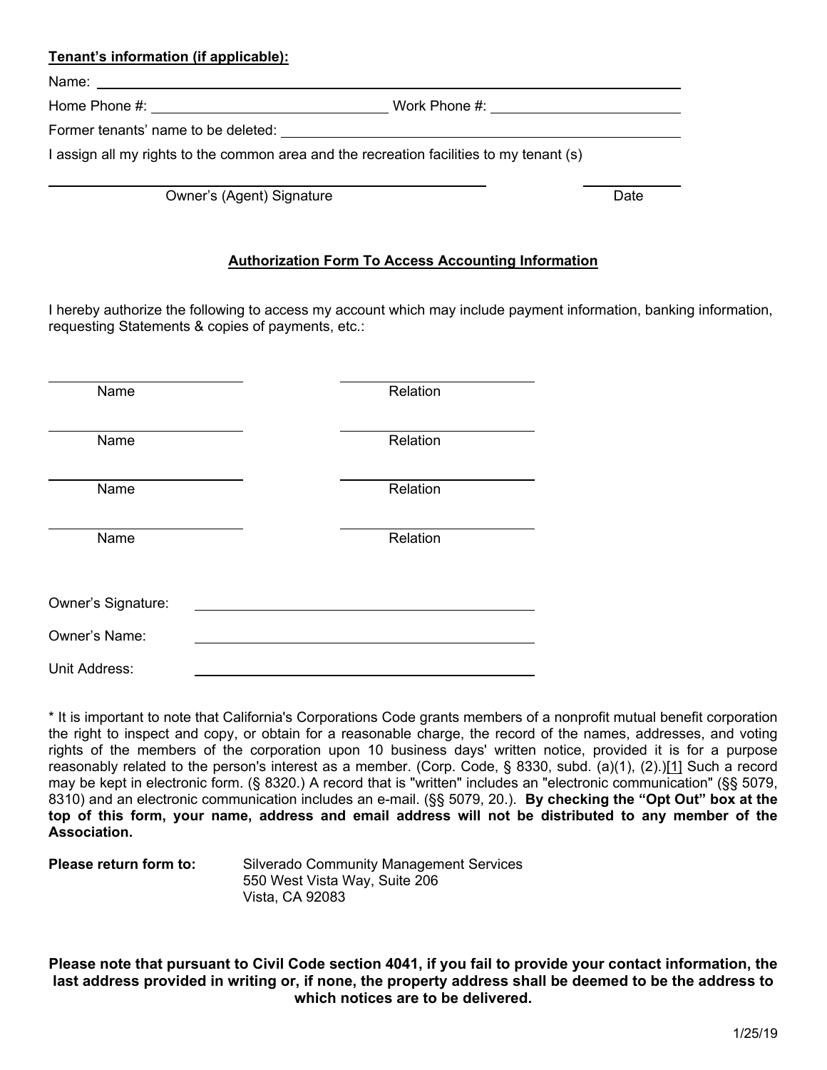**Tenant's information (if applicable):**

Name: ____________________________________________

Home Phone #: ______________________ Work Phone #: ______________________

Former tenants' name to be deleted: ______________________________

I assign all my rights to the common area and the recreation facilities to my tenant (s)

______________________________________ ____________

Owner's (Agent) Signature Date

**Authorization Form To Access Accounting Information**

I hereby authorize the following to access my account which may include payment information, banking information, requesting Statements & copies of payments, etc.:

| | |
|---|---|
| Name | Relation |
| Name | Relation |
| Name | Relation |
| Name | Relation |

Owner's Signature: ______________________________

Owner's Name: ______________________________

Unit Address: ______________________________

* It is important to note that California's Corporations Code grants members of a nonprofit mutual benefit corporation the right to inspect and copy, or obtain for a reasonable charge, the record of the names, addresses, and voting rights of the members of the corporation upon 10 business days' written notice, provided it is for a purpose reasonably related to the person's interest as a member. (Corp. Code, § 8330, subd. (a)(1), (2).)[1] Such a record may be kept in electronic form. (§ 8320.) A record that is "written" includes an "electronic communication" (§§ 5079, 8310) and an electronic communication includes an e-mail. (§§ 5079, 20.). **By checking the "Opt Out" box at the top of this form, your name, address and email address will not be distributed to any member of the Association.**

**Please return form to:** Silverado Community Management Services
550 West Vista Way, Suite 206
Vista, CA 92083

**Please note that pursuant to Civil Code section 4041, if you fail to provide your contact information, the last address provided in writing or, if none, the property address shall be deemed to be the address to which notices are to be delivered.**

1/25/19